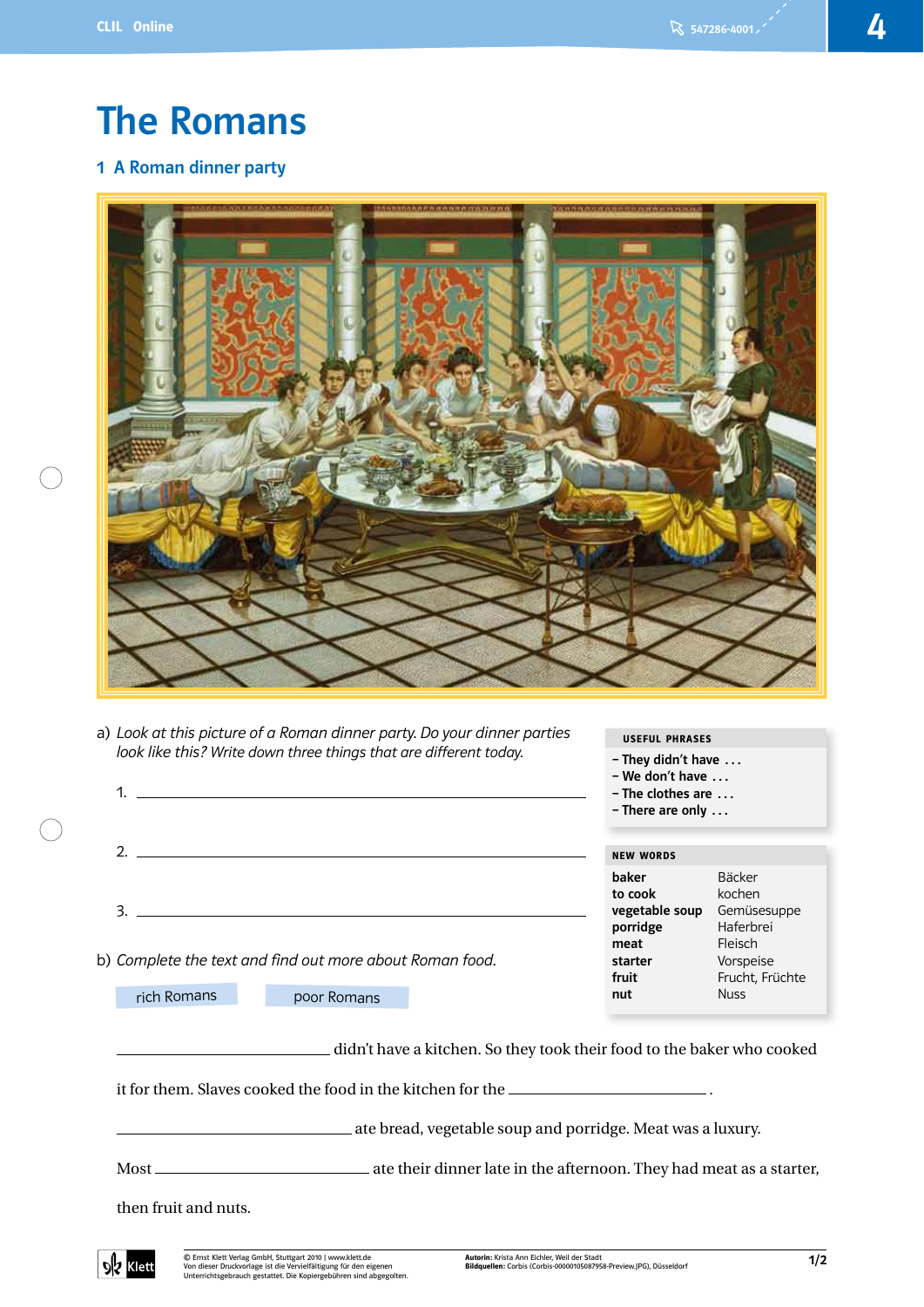# The Romans

## 1 A Roman dinner party

a) *Look at this picture of a Roman dinner party. Do your dinner parties look like this? Write down three things that are different today.*

1. ______________________________

2. ______________________________

3. ______________________________

**USEFUL PHRASES**

- They didn't have …
- We don't have …
- The clothes are …
- There are only …

**NEW WORDS**

| | |
|---|---|
| **baker** | Bäcker |
| **to cook** | kochen |
| **vegetable soup** | Gemüsesuppe |
| **porridge** | Haferbrei |
| **meat** | Fleisch |
| **starter** | Vorspeise |
| **fruit** | Frucht, Früchte |
| **nut** | Nuss |

b) *Complete the text and find out more about Roman food.*

rich Romans  poor Romans

______________ didn't have a kitchen. So they took their food to the baker who cooked it for them. Slaves cooked the food in the kitchen for the ______________ .

______________ ate bread, vegetable soup and porridge. Meat was a luxury.

Most ______________ ate their dinner late in the afternoon. They had meat as a starter, then fruit and nuts.

© Ernst Klett Verlag GmbH, Stuttgart 2010 | www.klett.de
Von dieser Druckvorlage ist die Vervielfältigung für den eigenen Unterrichtsgebrauch gestattet. Die Kopiergebühren sind abgegolten.

**Autorin:** Krista Ann Eichler, Weil der Stadt
**Bildquellen:** Corbis (Corbis-00000105087958-Preview.JPG), Düsseldorf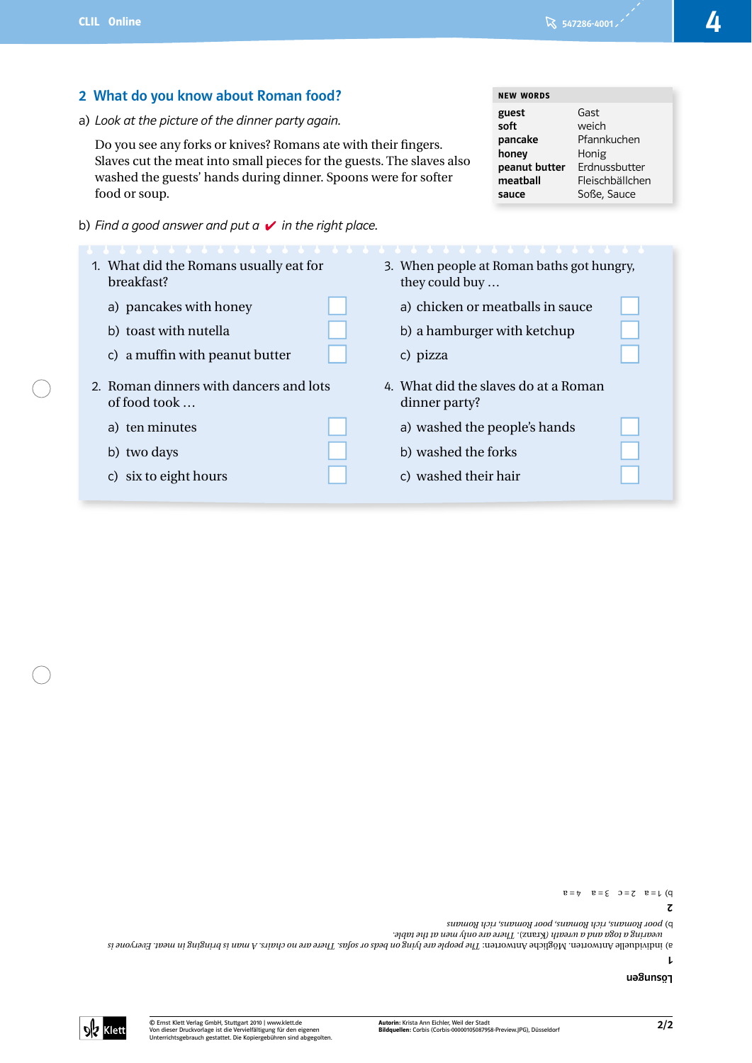## 2 What do you know about Roman food?

| NEW WORDS | |
|---|---|
| **guest** | Gast |
| **soft** | weich |
| **pancake** | Pfannkuchen |
| **honey** | Honig |
| **peanut butter** | Erdnussbutter |
| **meatball** | Fleischbällchen |
| **sauce** | Soße, Sauce |

a) *Look at the picture of the dinner party again.*

Do you see any forks or knives? Romans ate with their fingers. Slaves cut the meat into small pieces for the guests. The slaves also washed the guests' hands during dinner. Spoons were for softer food or soup.

b) *Find a good answer and put a ✔ in the right place.*

1. What did the Romans usually eat for breakfast?
   a) pancakes with honey ☐
   b) toast with nutella ☐
   c) a muffin with peanut butter ☐

2. Roman dinners with dancers and lots of food took …
   a) ten minutes ☐
   b) two days ☐
   c) six to eight hours ☐

3. When people at Roman baths got hungry, they could buy …
   a) chicken or meatballs in sauce ☐
   b) a hamburger with ketchup ☐
   c) pizza ☐

4. What did the slaves do at a Roman dinner party?
   a) washed the people's hands ☐
   b) washed the forks ☐
   c) washed their hair ☐

**Lösungen**

**1**

a) individuelle Antworten. Mögliche Antworten: *The people are lying on beds or sofas. There are no chairs. A man is bringing in meat. Everyone is wearing a toga and a wreath* (Kranz). *There are only men at the table.*

b) *poor Romans, rich Romans, poor Romans, rich Romans*

**2**

b) 1 = a  2 = c  3 = a  4 = a

© Ernst Klett Verlag GmbH, Stuttgart 2010 | www.klett.de
Von dieser Druckvorlage ist die Vervielfältigung für den eigenen Unterrichtsgebrauch gestattet. Die Kopiergebühren sind abgegolten.

**Autorin:** Krista Ann Eichler, Weil der Stadt
**Bildquellen:** Corbis (Corbis-00000105087958-Preview.JPG), Düsseldorf